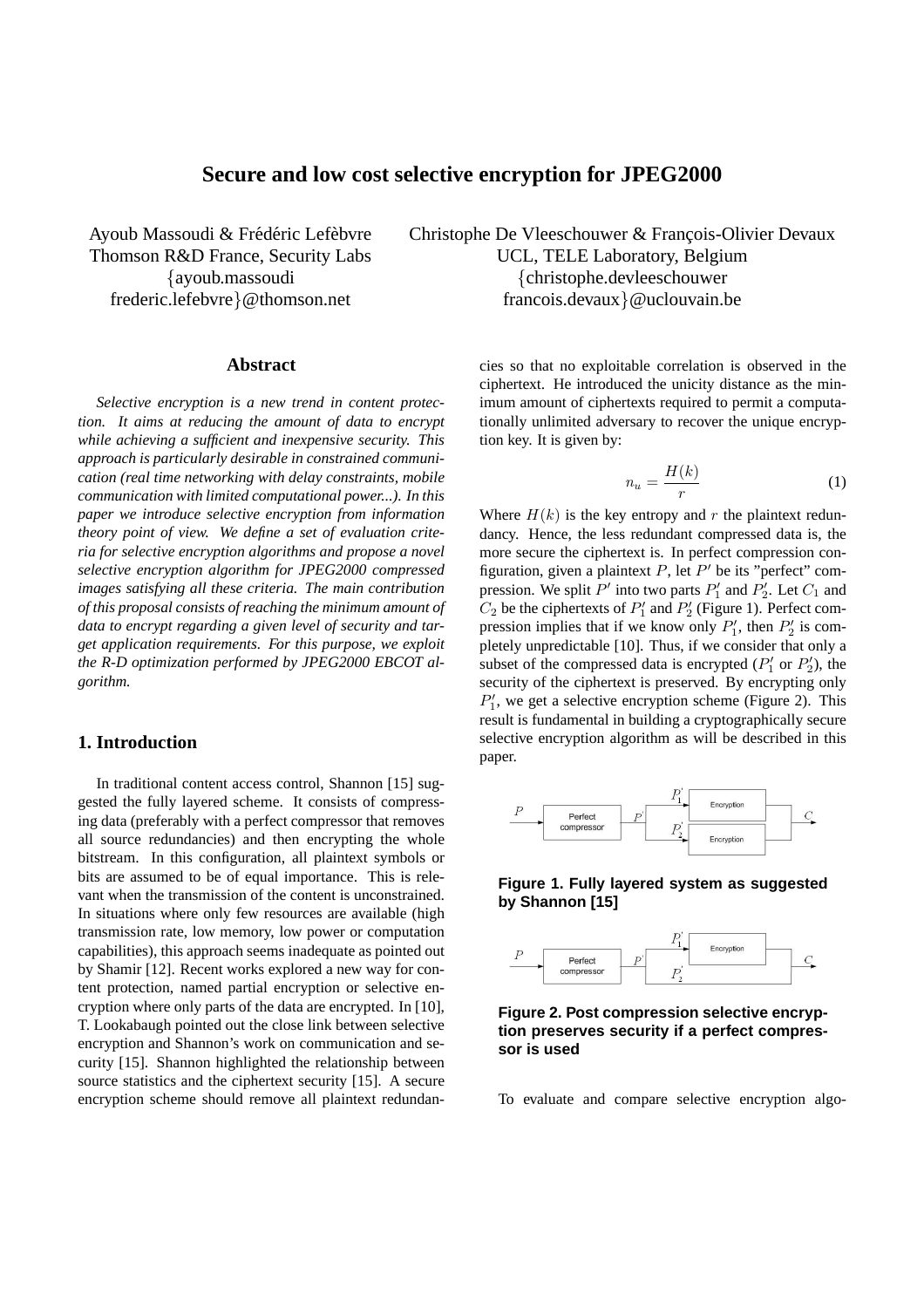# Secure and low cost selective encryption for JPEG2000

Ayoub Massoudi & Frédéric Lefèbvre
Thomson R&D France, Security Labs
{ayoub.massoudi
frederic.lefebvre}@thomson.net

Christophe De Vleeschouwer & François-Olivier Devaux
UCL, TELE Laboratory, Belgium
{christophe.devleeschouwer
francois.devaux}@uclouvain.be

## Abstract

*Selective encryption is a new trend in content protection. It aims at reducing the amount of data to encrypt while achieving a sufficient and inexpensive security. This approach is particularly desirable in constrained communication (real time networking with delay constraints, mobile communication with limited computational power...). In this paper we introduce selective encryption from information theory point of view. We define a set of evaluation criteria for selective encryption algorithms and propose a novel selective encryption algorithm for JPEG2000 compressed images satisfying all these criteria. The main contribution of this proposal consists of reaching the minimum amount of data to encrypt regarding a given level of security and target application requirements. For this purpose, we exploit the R-D optimization performed by JPEG2000 EBCOT algorithm.*

## 1. Introduction

In traditional content access control, Shannon [15] suggested the fully layered scheme. It consists of compressing data (preferably with a perfect compressor that removes all source redundancies) and then encrypting the whole bitstream. In this configuration, all plaintext symbols or bits are assumed to be of equal importance. This is relevant when the transmission of the content is unconstrained. In situations where only few resources are available (high transmission rate, low memory, low power or computation capabilities), this approach seems inadequate as pointed out by Shamir [12]. Recent works explored a new way for content protection, named partial encryption or selective encryption where only parts of the data are encrypted. In [10], T. Lookabaugh pointed out the close link between selective encryption and Shannon's work on communication and security [15]. Shannon highlighted the relationship between source statistics and the ciphertext security [15]. A secure encryption scheme should remove all plaintext redundancies so that no exploitable correlation is observed in the ciphertext. He introduced the unicity distance as the minimum amount of ciphertexts required to permit a computationally unlimited adversary to recover the unique encryption key. It is given by:

$$n_u = \frac{H(k)}{r} \tag{1}$$

Where $H(k)$ is the key entropy and $r$ the plaintext redundancy. Hence, the less redundant compressed data is, the more secure the ciphertext is. In perfect compression configuration, given a plaintext $P$, let $P'$ be its "perfect" compression. We split $P'$ into two parts $P'_1$ and $P'_2$. Let $C_1$ and $C_2$ be the ciphertexts of $P'_1$ and $P'_2$ (Figure 1). Perfect compression implies that if we know only $P'_1$, then $P'_2$ is completely unpredictable [10]. Thus, if we consider that only a subset of the compressed data is encrypted ($P'_1$ or $P'_2$), the security of the ciphertext is preserved. By encrypting only $P'_1$, we get a selective encryption scheme (Figure 2). This result is fundamental in building a cryptographically secure selective encryption algorithm as will be described in this paper.

**Figure 1. Fully layered system as suggested by Shannon [15]**

**Figure 2. Post compression selective encryption preserves security if a perfect compressor is used**

To evaluate and compare selective encryption algo-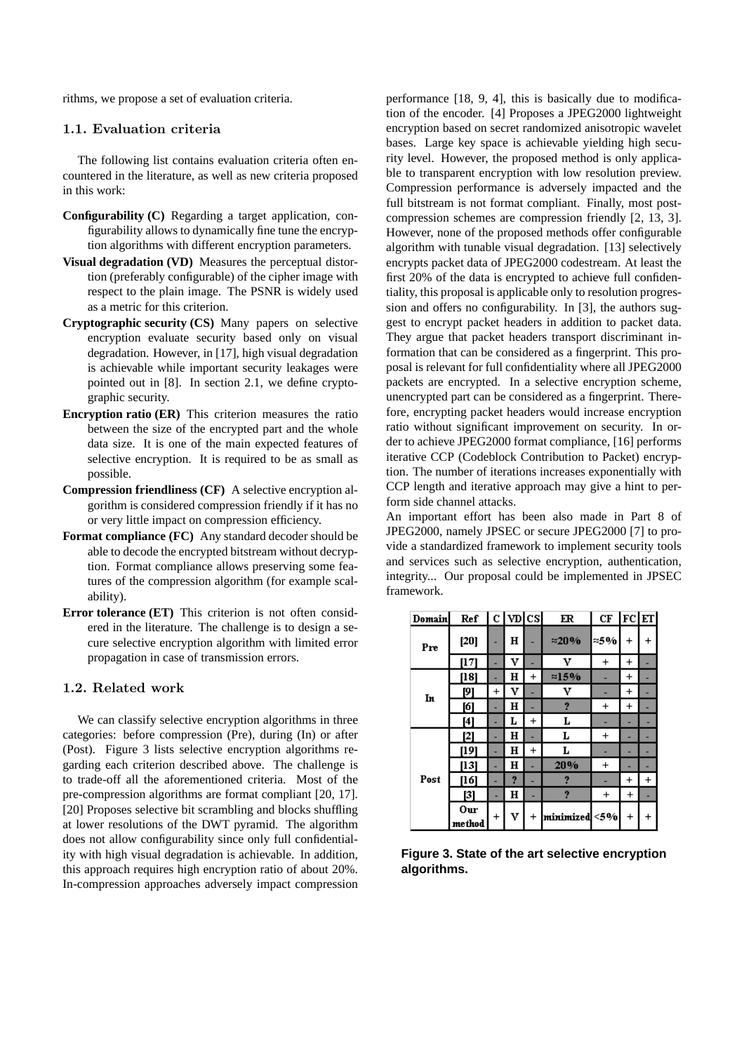rithms, we propose a set of evaluation criteria.

### 1.1. Evaluation criteria

The following list contains evaluation criteria often encountered in the literature, as well as new criteria proposed in this work:

**Configurability (C)** Regarding a target application, configurability allows to dynamically fine tune the encryption algorithms with different encryption parameters.

**Visual degradation (VD)** Measures the perceptual distortion (preferably configurable) of the cipher image with respect to the plain image. The PSNR is widely used as a metric for this criterion.

**Cryptographic security (CS)** Many papers on selective encryption evaluate security based only on visual degradation. However, in [17], high visual degradation is achievable while important security leakages were pointed out in [8]. In section 2.1, we define cryptographic security.

**Encryption ratio (ER)** This criterion measures the ratio between the size of the encrypted part and the whole data size. It is one of the main expected features of selective encryption. It is required to be as small as possible.

**Compression friendliness (CF)** A selective encryption algorithm is considered compression friendly if it has no or very little impact on compression efficiency.

**Format compliance (FC)** Any standard decoder should be able to decode the encrypted bitstream without decryption. Format compliance allows preserving some features of the compression algorithm (for example scalability).

**Error tolerance (ET)** This criterion is not often considered in the literature. The challenge is to design a secure selective encryption algorithm with limited error propagation in case of transmission errors.

### 1.2. Related work

We can classify selective encryption algorithms in three categories: before compression (Pre), during (In) or after (Post). Figure 3 lists selective encryption algorithms regarding each criterion described above. The challenge is to trade-off all the aforementioned criteria. Most of the pre-compression algorithms are format compliant [20, 17]. [20] Proposes selective bit scrambling and blocks shuffling at lower resolutions of the DWT pyramid. The algorithm does not allow configurability since only full confidentiality with high visual degradation is achievable. In addition, this approach requires high encryption ratio of about 20%. In-compression approaches adversely impact compression performance [18, 9, 4], this is basically due to modification of the encoder. [4] Proposes a JPEG2000 lightweight encryption based on secret randomized anisotropic wavelet bases. Large key space is achievable yielding high security level. However, the proposed method is only applicable to transparent encryption with low resolution preview. Compression performance is adversely impacted and the full bitstream is not format compliant. Finally, most post-compression schemes are compression friendly [2, 13, 3]. However, none of the proposed methods offer configurable algorithm with tunable visual degradation. [13] selectively encrypts packet data of JPEG2000 codestream. At least the first 20% of the data is encrypted to achieve full confidentiality, this proposal is applicable only to resolution progression and offers no configurability. In [3], the authors suggest to encrypt packet headers in addition to packet data. They argue that packet headers transport discriminant information that can be considered as a fingerprint. This proposal is relevant for full confidentiality where all JPEG2000 packets are encrypted. In a selective encryption scheme, unencrypted part can be considered as a fingerprint. Therefore, encrypting packet headers would increase encryption ratio without significant improvement on security. In order to achieve JPEG2000 format compliance, [16] performs iterative CCP (Codeblock Contribution to Packet) encryption. The number of iterations increases exponentially with CCP length and iterative approach may give a hint to perform side channel attacks.

An important effort has been also made in Part 8 of JPEG2000, namely JPSEC or secure JPEG2000 [7] to provide a standardized framework to implement security tools and services such as selective encryption, authentication, integrity... Our proposal could be implemented in JPSEC framework.

| Domain | Ref | C | VD | CS | ER | CF | FC | ET |
|---|---|---|---|---|---|---|---|---|
| Pre | [20] | - | H | - | ≈20% | ≈5% | + | + |
| | [17] | - | V | - | V | + | + | - |
| In | [18] | - | H | + | ≈15% | - | + | - |
| | [9] | + | V | - | V | - | + | - |
| | [6] | - | H | - | ? | + | + | - |
| | [4] | - | L | + | L | - | - | - |
| Post | [2] | - | H | - | L | + | - | - |
| | [19] | - | H | + | L | - | - | - |
| | [13] | - | H | - | 20% | + | - | - |
| | [16] | - | ? | - | ? | - | + | + |
| | [3] | - | H | - | ? | + | + | - |
| | Our method | + | V | + | minimized | <5% | + | + |

**Figure 3. State of the art selective encryption algorithms.**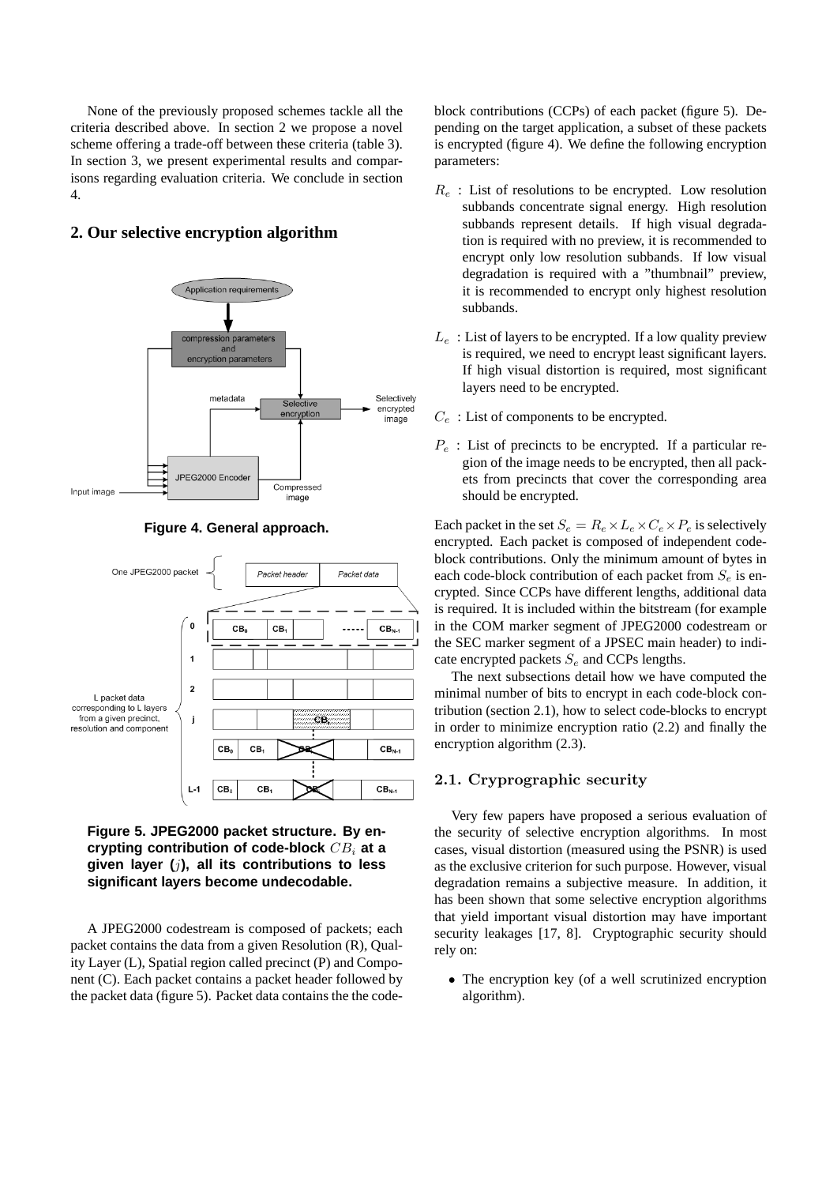None of the previously proposed schemes tackle all the criteria described above. In section 2 we propose a novel scheme offering a trade-off between these criteria (table 3). In section 3, we present experimental results and comparisons regarding evaluation criteria. We conclude in section 4.

## 2. Our selective encryption algorithm

**Figure 4. General approach.**

**Figure 5. JPEG2000 packet structure. By encrypting contribution of code-block $CB_i$ at a given layer ($j$), all its contributions to less significant layers become undecodable.**

A JPEG2000 codestream is composed of packets; each packet contains the data from a given Resolution (R), Quality Layer (L), Spatial region called precinct (P) and Component (C). Each packet contains a packet header followed by the packet data (figure 5). Packet data contains the the code-block contributions (CCPs) of each packet (figure 5). Depending on the target application, a subset of these packets is encrypted (figure 4). We define the following encryption parameters:

- $R_e$ : List of resolutions to be encrypted. Low resolution subbands concentrate signal energy. High resolution subbands represent details. If high visual degradation is required with no preview, it is recommended to encrypt only low resolution subbands. If low visual degradation is required with a "thumbnail" preview, it is recommended to encrypt only highest resolution subbands.

- $L_e$ : List of layers to be encrypted. If a low quality preview is required, we need to encrypt least significant layers. If high visual distortion is required, most significant layers need to be encrypted.

- $C_e$ : List of components to be encrypted.

- $P_e$ : List of precincts to be encrypted. If a particular region of the image needs to be encrypted, then all packets from precincts that cover the corresponding area should be encrypted.

Each packet in the set $S_e = R_e \times L_e \times C_e \times P_e$ is selectively encrypted. Each packet is composed of independent code-block contributions. Only the minimum amount of bytes in each code-block contribution of each packet from $S_e$ is encrypted. Since CCPs have different lengths, additional data is required. It is included within the bitstream (for example in the COM marker segment of JPEG2000 codestream or the SEC marker segment of a JPSEC main header) to indicate encrypted packets $S_e$ and CCPs lengths.

The next subsections detail how we have computed the minimal number of bits to encrypt in each code-block contribution (section 2.1), how to select code-blocks to encrypt in order to minimize encryption ratio (2.2) and finally the encryption algorithm (2.3).

### 2.1. Cryprographic security

Very few papers have proposed a serious evaluation of the security of selective encryption algorithms. In most cases, visual distortion (measured using the PSNR) is used as the exclusive criterion for such purpose. However, visual degradation remains a subjective measure. In addition, it has been shown that some selective encryption algorithms that yield important visual distortion may have important security leakages [17, 8]. Cryptographic security should rely on:

- The encryption key (of a well scrutinized encryption algorithm).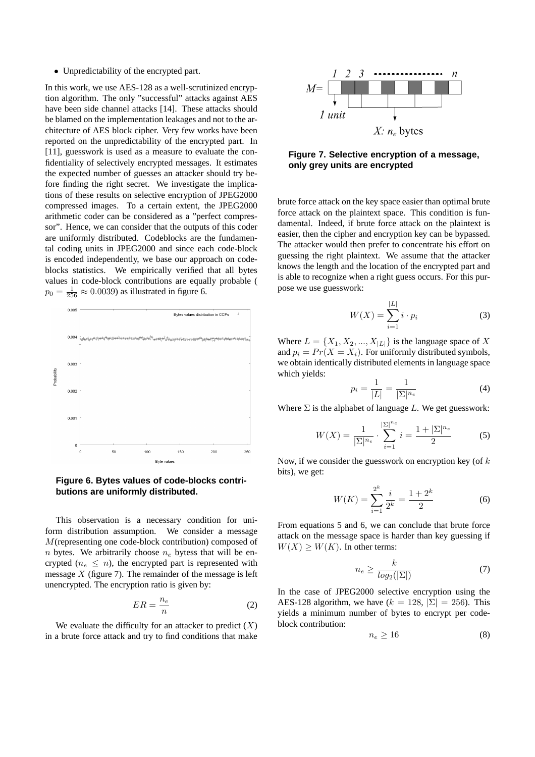- Unpredictability of the encrypted part.

In this work, we use AES-128 as a well-scrutinized encryption algorithm. The only "successful" attacks against AES have been side channel attacks [14]. These attacks should be blamed on the implementation leakages and not to the architecture of AES block cipher. Very few works have been reported on the unpredictability of the encrypted part. In [11], guesswork is used as a measure to evaluate the confidentiality of selectively encrypted messages. It estimates the expected number of guesses an attacker should try before finding the right secret. We investigate the implications of these results on selective encryption of JPEG2000 compressed images. To a certain extent, the JPEG2000 arithmetic coder can be considered as a "perfect compressor". Hence, we can consider that the outputs of this coder are uniformly distributed. Codeblocks are the fundamental coding units in JPEG2000 and since each code-block is encoded independently, we base our approach on codeblocks statistics. We empirically verified that all bytes values in code-block contributions are equally probable ( $p_0 = \frac{1}{256} \approx 0.0039$) as illustrated in figure 6.

**Figure 6. Bytes values of code-blocks contributions are uniformly distributed.**

This observation is a necessary condition for uniform distribution assumption. We consider a message $M$(representing one code-block contribution) composed of $n$ bytes. We arbitrarily choose $n_e$ bytess that will be encrypted ($n_e \leq n$), the encrypted part is represented with message $X$ (figure 7). The remainder of the message is left unencrypted. The encryption ratio is given by:

$$ER = \frac{n_e}{n} \tag{2}$$

We evaluate the difficulty for an attacker to predict ($X$) in a brute force attack and try to find conditions that make brute force attack on the key space easier than optimal brute force attack on the plaintext space. This condition is fundamental. Indeed, if brute force attack on the plaintext is easier, then the cipher and encryption key can be bypassed. The attacker would then prefer to concentrate his effort on guessing the right plaintext. We assume that the attacker knows the length and the location of the encrypted part and is able to recognize when a right guess occurs. For this purpose we use guesswork:

**Figure 7. Selective encryption of a message, only grey units are encrypted**

$$W(X) = \sum_{i=1}^{|L|} i \cdot p_i \tag{3}$$

Where $L = \{X_1, X_2, ..., X_{|L|}\}$ is the language space of $X$ and $p_i = Pr(X = X_i)$. For uniformly distributed symbols, we obtain identically distributed elements in language space which yields:

$$p_i = \frac{1}{|L|} = \frac{1}{|\Sigma|^{n_e}} \tag{4}$$

Where $\Sigma$ is the alphabet of language $L$. We get guesswork:

$$W(X) = \frac{1}{|\Sigma|^{n_e}} \cdot \sum_{i=1}^{|\Sigma|^{n_e}} i = \frac{1 + |\Sigma|^{n_e}}{2} \tag{5}$$

Now, if we consider the guesswork on encryption key (of $k$ bits), we get:

$$W(K) = \sum_{i=1}^{2^k} \frac{i}{2^k} = \frac{1 + 2^k}{2} \tag{6}$$

From equations 5 and 6, we can conclude that brute force attack on the message space is harder than key guessing if $W(X) \geq W(K)$. In other terms:

$$n_e \geq \frac{k}{log_2(|\Sigma|)} \tag{7}$$

In the case of JPEG2000 selective encryption using the AES-128 algorithm, we have ($k = 128$, $|\Sigma| = 256$). This yields a minimum number of bytes to encrypt per codeblock contribution:

$$n_e \geq 16 \tag{8}$$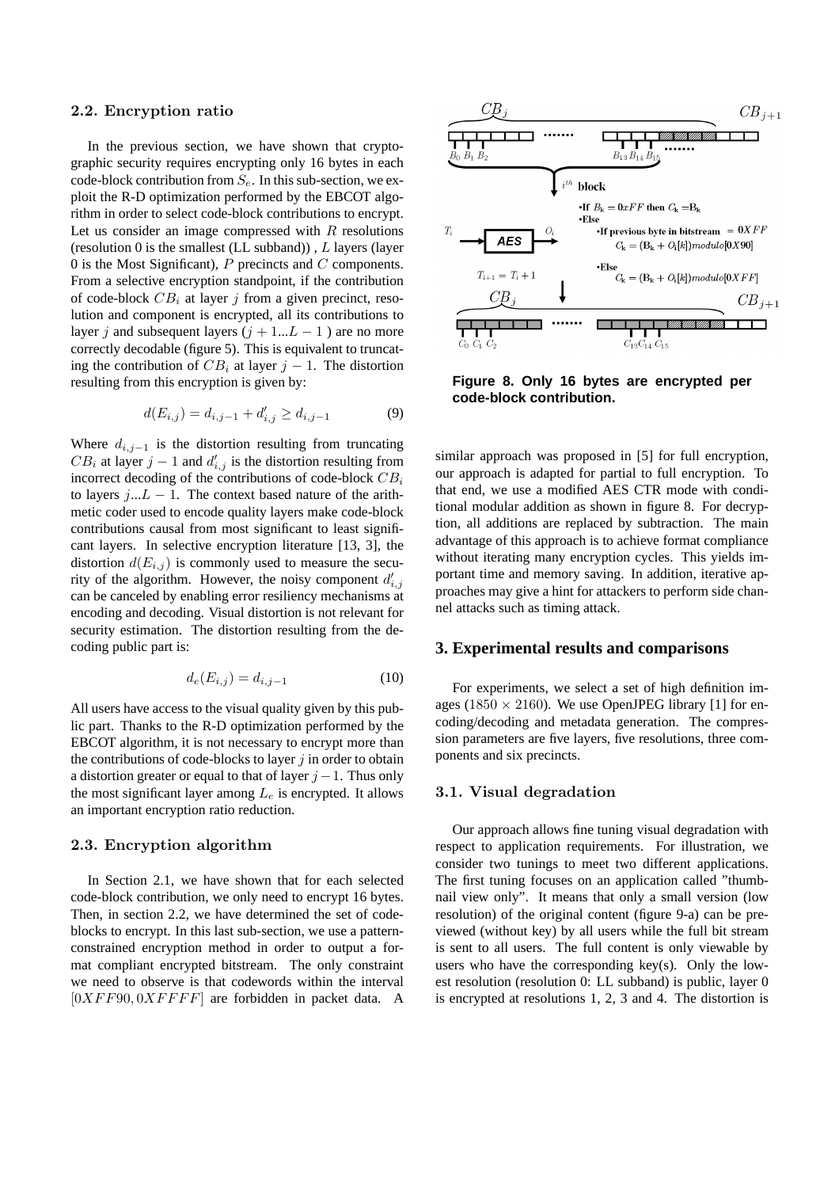### 2.2. Encryption ratio

In the previous section, we have shown that cryptographic security requires encrypting only 16 bytes in each code-block contribution from $S_e$. In this sub-section, we exploit the R-D optimization performed by the EBCOT algorithm in order to select code-block contributions to encrypt. Let us consider an image compressed with $R$ resolutions (resolution 0 is the smallest (LL subband)) , $L$ layers (layer 0 is the Most Significant), $P$ precincts and $C$ components. From a selective encryption standpoint, if the contribution of code-block $CB_i$ at layer $j$ from a given precinct, resolution and component is encrypted, all its contributions to layer $j$ and subsequent layers ($j+1...L-1$ ) are no more correctly decodable (figure 5). This is equivalent to truncating the contribution of $CB_i$ at layer $j-1$. The distortion resulting from this encryption is given by:

$$d(E_{i,j}) = d_{i,j-1} + d'_{i,j} \geq d_{i,j-1} \tag{9}$$

Where $d_{i,j-1}$ is the distortion resulting from truncating $CB_i$ at layer $j-1$ and $d'_{i,j}$ is the distortion resulting from incorrect decoding of the contributions of code-block $CB_i$ to layers $j...L-1$. The context based nature of the arithmetic coder used to encode quality layers make code-block contributions causal from most significant to least significant layers. In selective encryption literature [13, 3], the distortion $d(E_{i,j})$ is commonly used to measure the security of the algorithm. However, the noisy component $d'_{i,j}$ can be canceled by enabling error resiliency mechanisms at encoding and decoding. Visual distortion is not relevant for security estimation. The distortion resulting from the decoding public part is:

$$d_e(E_{i,j}) = d_{i,j-1} \tag{10}$$

All users have access to the visual quality given by this public part. Thanks to the R-D optimization performed by the EBCOT algorithm, it is not necessary to encrypt more than the contributions of code-blocks to layer $j$ in order to obtain a distortion greater or equal to that of layer $j-1$. Thus only the most significant layer among $L_e$ is encrypted. It allows an important encryption ratio reduction.

### 2.3. Encryption algorithm

In Section 2.1, we have shown that for each selected code-block contribution, we only need to encrypt 16 bytes. Then, in section 2.2, we have determined the set of code-blocks to encrypt. In this last sub-section, we use a pattern-constrained encryption method in order to output a format compliant encrypted bitstream. The only constraint we need to observe is that codewords within the interval $[0XFF90, 0XFFFF]$ are forbidden in packet data. A similar approach was proposed in [5] for full encryption, our approach is adapted for partial to full encryption. To that end, we use a modified AES CTR mode with conditional modular addition as shown in figure 8. For decryption, all additions are replaced by subtraction. The main advantage of this approach is to achieve format compliance without iterating many encryption cycles. This yields important time and memory saving. In addition, iterative approaches may give a hint for attackers to perform side channel attacks such as timing attack.

$CB_j$ $CB_{j+1}$

$B_0$ $B_1$ $B_2$ ....... $B_{13}$ $B_{14}$ $B_{15}$ .......

$i^{th}$ block

- If $B_k = 0xFF$ then $C_k = B_k$
- Else
  - If previous byte in bitstream $= 0XFF$: $C_k = (B_k + O_i[k]) modulo [0X90]$
  - Else: $C_k = (B_k + O_i[k]) modulo [0XFF]$

$T_i$ → AES → $O_i$

$T_{i+1} = T_i + 1$

$CB_j$ $CB_{j+1}$

$C_0$ $C_1$ $C_2$ ....... $C_{13}$ $C_{14}$ $C_{15}$

**Figure 8. Only 16 bytes are encrypted per code-block contribution.**

## 3. Experimental results and comparisons

For experiments, we select a set of high definition images ($1850 \times 2160$). We use OpenJPEG library [1] for encoding/decoding and metadata generation. The compression parameters are five layers, five resolutions, three components and six precincts.

### 3.1. Visual degradation

Our approach allows fine tuning visual degradation with respect to application requirements. For illustration, we consider two tunings to meet two different applications. The first tuning focuses on an application called "thumbnail view only". It means that only a small version (low resolution) of the original content (figure 9-a) can be previewed (without key) by all users while the full bit stream is sent to all users. The full content is only viewable by users who have the corresponding key(s). Only the lowest resolution (resolution 0: LL subband) is public, layer 0 is encrypted at resolutions 1, 2, 3 and 4. The distortion is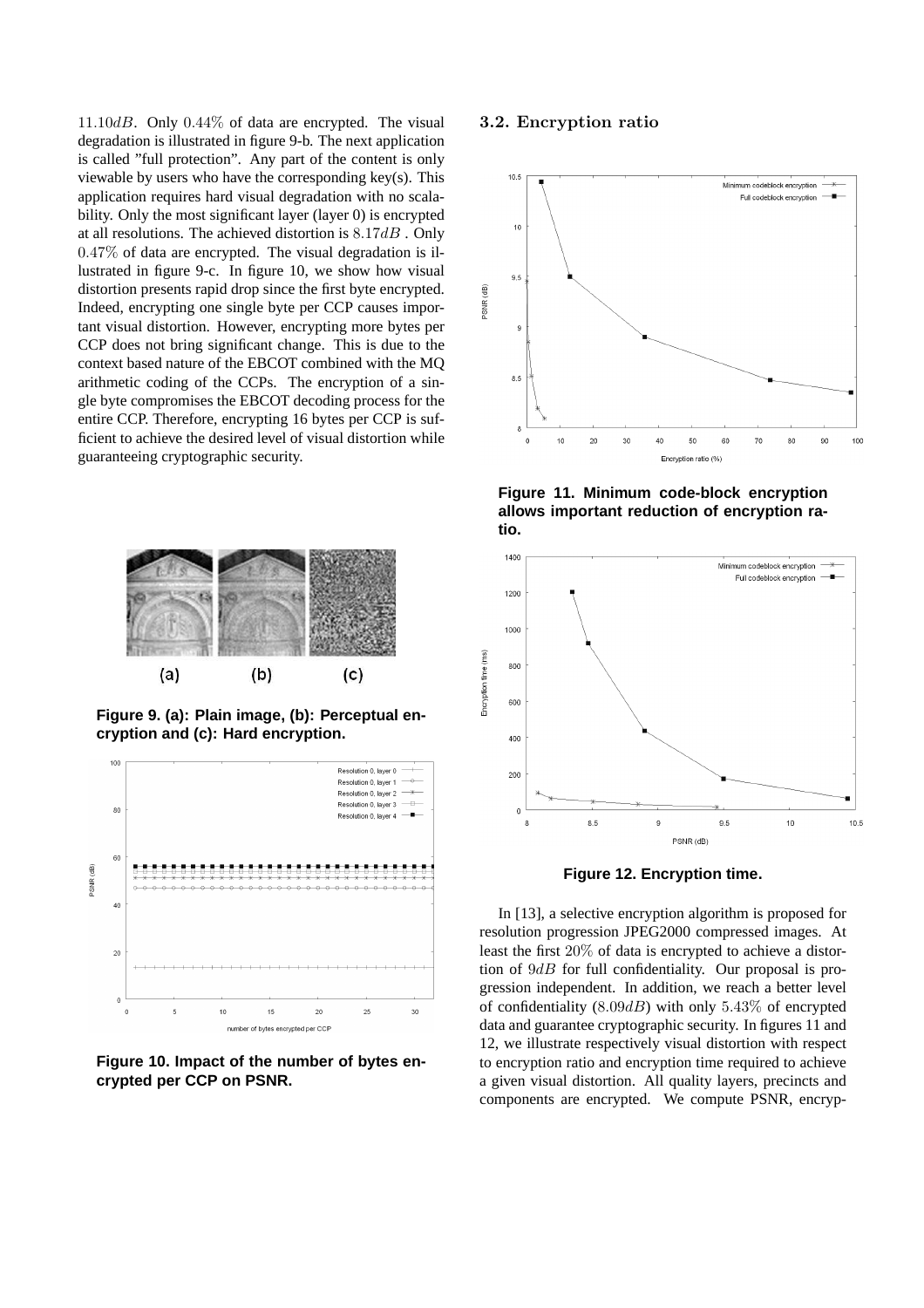$11.10dB$. Only $0.44\%$ of data are encrypted. The visual degradation is illustrated in figure 9-b. The next application is called "full protection". Any part of the content is only viewable by users who have the corresponding key(s). This application requires hard visual degradation with no scalability. Only the most significant layer (layer 0) is encrypted at all resolutions. The achieved distortion is $8.17dB$ . Only $0.47\%$ of data are encrypted. The visual degradation is illustrated in figure 9-c. In figure 10, we show how visual distortion presents rapid drop since the first byte encrypted. Indeed, encrypting one single byte per CCP causes important visual distortion. However, encrypting more bytes per CCP does not bring significant change. This is due to the context based nature of the EBCOT combined with the MQ arithmetic coding of the CCPs. The encryption of a single byte compromises the EBCOT decoding process for the entire CCP. Therefore, encrypting 16 bytes per CCP is sufficient to achieve the desired level of visual distortion while guaranteeing cryptographic security.

**Figure 9. (a): Plain image, (b): Perceptual encryption and (c): Hard encryption.**

**Figure 10. Impact of the number of bytes encrypted per CCP on PSNR.**

### 3.2. Encryption ratio

**Figure 11. Minimum code-block encryption allows important reduction of encryption ratio.**

**Figure 12. Encryption time.**

In [13], a selective encryption algorithm is proposed for resolution progression JPEG2000 compressed images. At least the first $20\%$ of data is encrypted to achieve a distortion of $9dB$ for full confidentiality. Our proposal is progression independent. In addition, we reach a better level of confidentiality ($8.09dB$) with only $5.43\%$ of encrypted data and guarantee cryptographic security. In figures 11 and 12, we illustrate respectively visual distortion with respect to encryption ratio and encryption time required to achieve a given visual distortion. All quality layers, precincts and components are encrypted. We compute PSNR, encryp-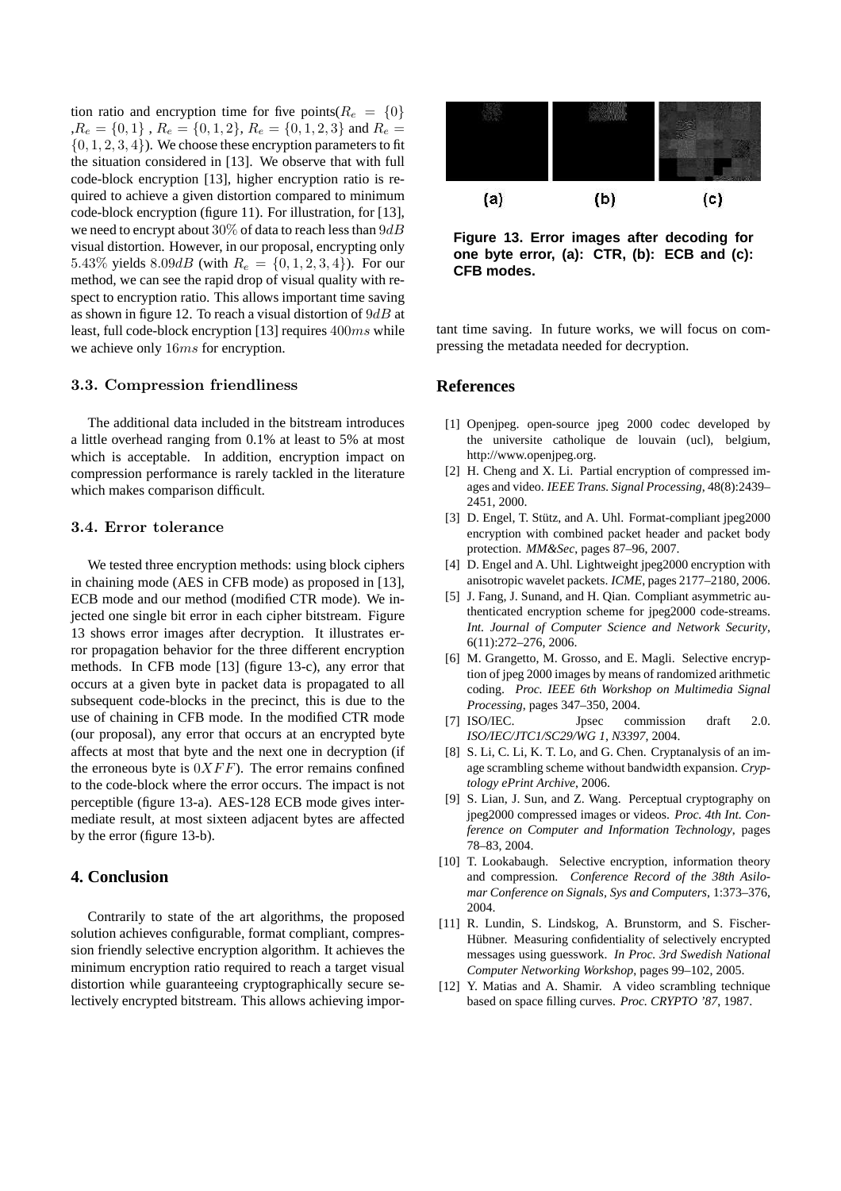tion ratio and encryption time for five points($R_e = \{0\}$, $R_e = \{0,1\}$, $R_e = \{0,1,2\}$, $R_e = \{0,1,2,3\}$ and $R_e = \{0,1,2,3,4\}$). We choose these encryption parameters to fit the situation considered in [13]. We observe that with full code-block encryption [13], higher encryption ratio is required to achieve a given distortion compared to minimum code-block encryption (figure 11). For illustration, for [13], we need to encrypt about $30\%$ of data to reach less than $9dB$ visual distortion. However, in our proposal, encrypting only $5.43\%$ yields $8.09dB$ (with $R_e = \{0,1,2,3,4\}$). For our method, we can see the rapid drop of visual quality with respect to encryption ratio. This allows important time saving as shown in figure 12. To reach a visual distortion of $9dB$ at least, full code-block encryption [13] requires $400ms$ while we achieve only $16ms$ for encryption.

### 3.3. Compression friendliness

The additional data included in the bitstream introduces a little overhead ranging from 0.1% at least to 5% at most which is acceptable. In addition, encryption impact on compression performance is rarely tackled in the literature which makes comparison difficult.

### 3.4. Error tolerance

We tested three encryption methods: using block ciphers in chaining mode (AES in CFB mode) as proposed in [13], ECB mode and our method (modified CTR mode). We injected one single bit error in each cipher bitstream. Figure 13 shows error images after decryption. It illustrates error propagation behavior for the three different encryption methods. In CFB mode [13] (figure 13-c), any error that occurs at a given byte in packet data is propagated to all subsequent code-blocks in the precinct, this is due to the use of chaining in CFB mode. In the modified CTR mode (our proposal), any error that occurs at an encrypted byte affects at most that byte and the next one in decryption (if the erroneous byte is $0XFF$). The error remains confined to the code-block where the error occurs. The impact is not perceptible (figure 13-a). AES-128 ECB mode gives intermediate result, at most sixteen adjacent bytes are affected by the error (figure 13-b).

## 4. Conclusion

Contrarily to state of the art algorithms, the proposed solution achieves configurable, format compliant, compression friendly selective encryption algorithm. It achieves the minimum encryption ratio required to reach a target visual distortion while guaranteeing cryptographically secure selectively encrypted bitstream. This allows achieving important time saving. In future works, we will focus on compressing the metadata needed for decryption.

(a) (b) (c)

**Figure 13. Error images after decoding for one byte error, (a): CTR, (b): ECB and (c): CFB modes.**

## References

[1] Openjpeg. open-source jpeg 2000 codec developed by the universite catholique de louvain (ucl), belgium, http://www.openjpeg.org.

[2] H. Cheng and X. Li. Partial encryption of compressed images and video. *IEEE Trans. Signal Processing*, 48(8):2439–2451, 2000.

[3] D. Engel, T. Stütz, and A. Uhl. Format-compliant jpeg2000 encryption with combined packet header and packet body protection. *MM&Sec*, pages 87–96, 2007.

[4] D. Engel and A. Uhl. Lightweight jpeg2000 encryption with anisotropic wavelet packets. *ICME*, pages 2177–2180, 2006.

[5] J. Fang, J. Sunand, and H. Qian. Compliant asymmetric authenticated encryption scheme for jpeg2000 code-streams. *Int. Journal of Computer Science and Network Security*, 6(11):272–276, 2006.

[6] M. Grangetto, M. Grosso, and E. Magli. Selective encryption of jpeg 2000 images by means of randomized arithmetic coding. *Proc. IEEE 6th Workshop on Multimedia Signal Processing*, pages 347–350, 2004.

[7] ISO/IEC. Jpsec commission draft 2.0. *ISO/IEC/JTC1/SC29/WG 1, N3397*, 2004.

[8] S. Li, C. Li, K. T. Lo, and G. Chen. Cryptanalysis of an image scrambling scheme without bandwidth expansion. *Cryptology ePrint Archive*, 2006.

[9] S. Lian, J. Sun, and Z. Wang. Perceptual cryptography on jpeg2000 compressed images or videos. *Proc. 4th Int. Conference on Computer and Information Technology*, pages 78–83, 2004.

[10] T. Lookabaugh. Selective encryption, information theory and compression. *Conference Record of the 38th Asilomar Conference on Signals, Sys and Computers*, 1:373–376, 2004.

[11] R. Lundin, S. Lindskog, A. Brunstorm, and S. Fischer-Hübner. Measuring confidentiality of selectively encrypted messages using guesswork. *In Proc. 3rd Swedish National Computer Networking Workshop*, pages 99–102, 2005.

[12] Y. Matias and A. Shamir. A video scrambling technique based on space filling curves. *Proc. CRYPTO '87*, 1987.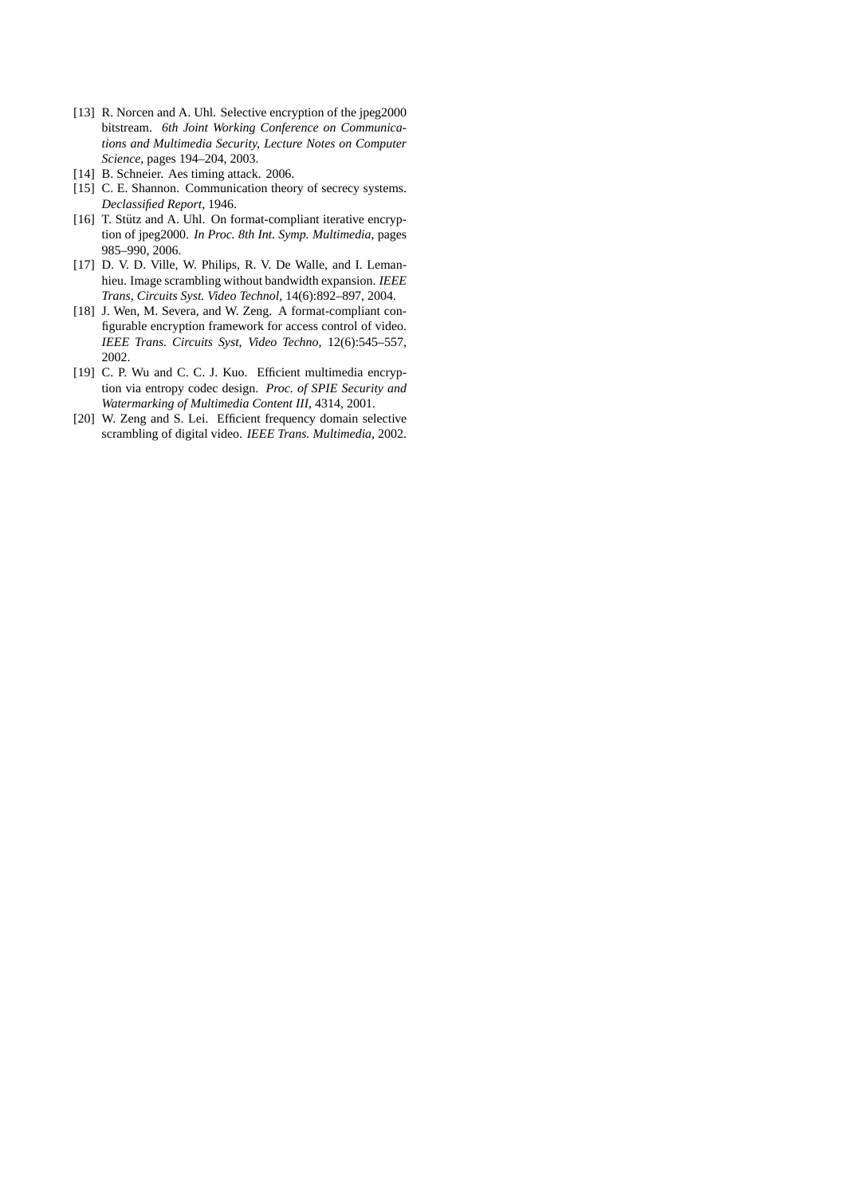- [13] R. Norcen and A. Uhl. Selective encryption of the jpeg2000 bitstream. *6th Joint Working Conference on Communications and Multimedia Security, Lecture Notes on Computer Science*, pages 194–204, 2003.
- [14] B. Schneier. Aes timing attack. 2006.
- [15] C. E. Shannon. Communication theory of secrecy systems. *Declassified Report*, 1946.
- [16] T. Stütz and A. Uhl. On format-compliant iterative encryption of jpeg2000. *In Proc. 8th Int. Symp. Multimedia*, pages 985–990, 2006.
- [17] D. V. D. Ville, W. Philips, R. V. De Walle, and I. Lemanhieu. Image scrambling without bandwidth expansion. *IEEE Trans, Circuits Syst. Video Technol*, 14(6):892–897, 2004.
- [18] J. Wen, M. Severa, and W. Zeng. A format-compliant configurable encryption framework for access control of video. *IEEE Trans. Circuits Syst, Video Techno*, 12(6):545–557, 2002.
- [19] C. P. Wu and C. C. J. Kuo. Efficient multimedia encryption via entropy codec design. *Proc. of SPIE Security and Watermarking of Multimedia Content III*, 4314, 2001.
- [20] W. Zeng and S. Lei. Efficient frequency domain selective scrambling of digital video. *IEEE Trans. Multimedia*, 2002.